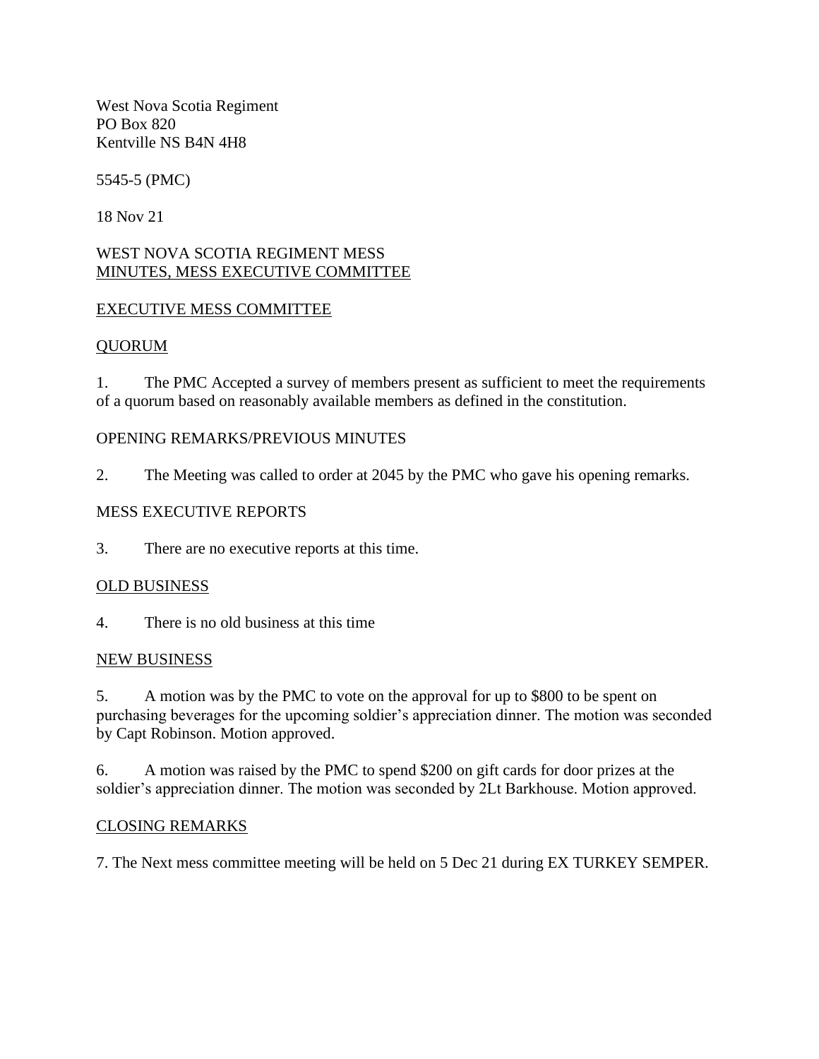West Nova Scotia Regiment
PO Box 820
Kentville NS B4N 4H8

5545-5 (PMC)

18 Nov 21

WEST NOVA SCOTIA REGIMENT MESS
<u>MINUTES, MESS EXECUTIVE COMMITTEE</u>

<u>EXECUTIVE MESS COMMITTEE</u>

<u>QUORUM</u>

1. The PMC Accepted a survey of members present as sufficient to meet the requirements of a quorum based on reasonably available members as defined in the constitution.

OPENING REMARKS/PREVIOUS MINUTES

2. The Meeting was called to order at 2045 by the PMC who gave his opening remarks.

MESS EXECUTIVE REPORTS

3. There are no executive reports at this time.

<u>OLD BUSINESS</u>

4. There is no old business at this time

<u>NEW BUSINESS</u>

5. A motion was by the PMC to vote on the approval for up to $800 to be spent on purchasing beverages for the upcoming soldier's appreciation dinner. The motion was seconded by Capt Robinson. Motion approved.

6. A motion was raised by the PMC to spend $200 on gift cards for door prizes at the soldier's appreciation dinner. The motion was seconded by 2Lt Barkhouse. Motion approved.

<u>CLOSING REMARKS</u>

7. The Next mess committee meeting will be held on 5 Dec 21 during EX TURKEY SEMPER.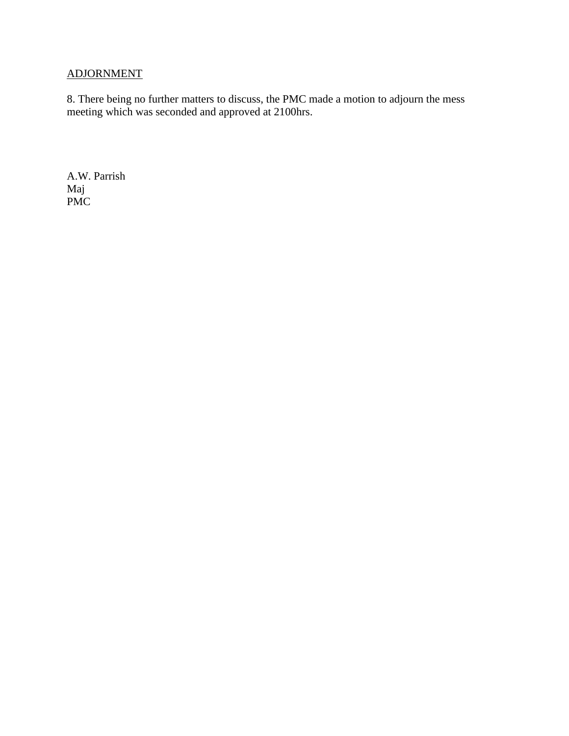ADJORNMENT

8. There being no further matters to discuss, the PMC made a motion to adjourn the mess meeting which was seconded and approved at 2100hrs.

A.W. Parrish  
Maj  
PMC